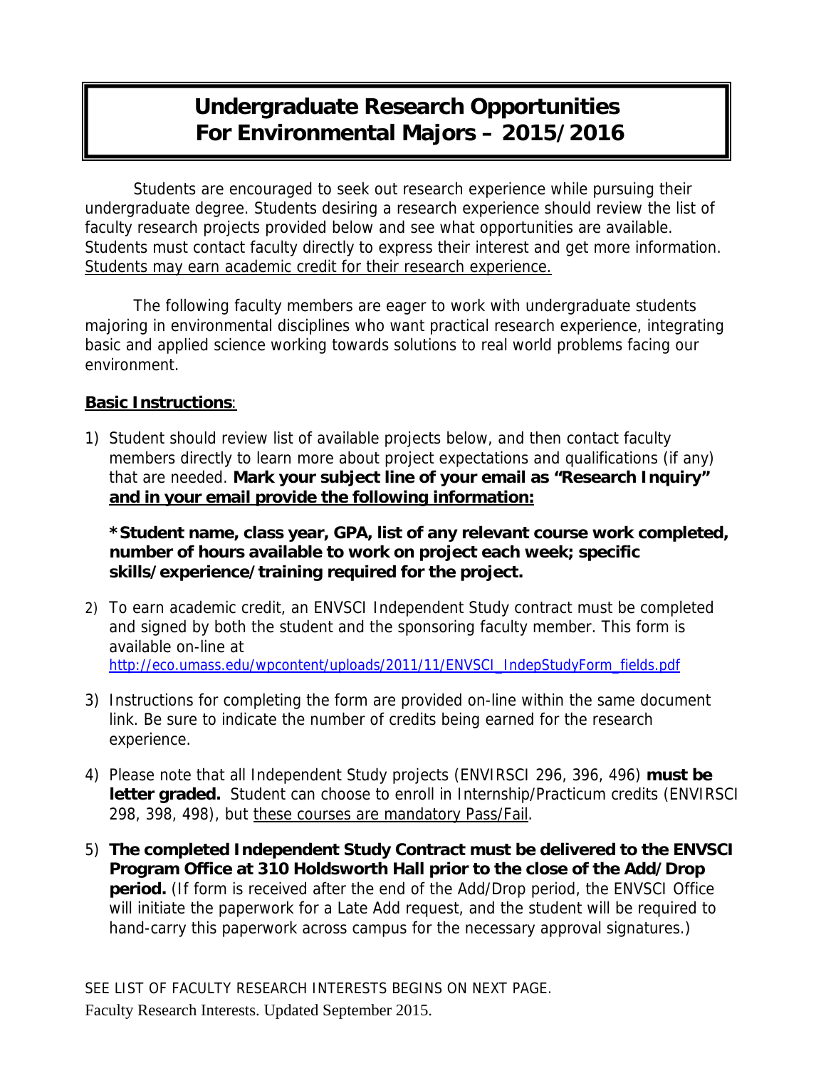# Undergraduate Research Opportunities For Environmental Majors – 2015/2016

Students are encouraged to seek out research experience while pursuing their undergraduate degree. Students desiring a research experience should review the list of faculty research projects provided below and see what opportunities are available. Students must contact faculty directly to express their interest and get more information. Students may earn academic credit for their research experience.

The following faculty members are eager to work with undergraduate students majoring in environmental disciplines who want practical research experience, integrating basic and applied science working towards solutions to real world problems facing our environment.

**Basic Instructions**:

1) Student should review list of available projects below, and then contact faculty members directly to learn more about project expectations and qualifications (if any) that are needed. **Mark your subject line of your email as "Research Inquiry" and in your email provide the following information:**

   ***Student name, class year, GPA, list of any relevant course work completed, number of hours available to work on project each week; specific skills/experience/training required for the project.**

2) To earn academic credit, an ENVSCI Independent Study contract must be completed and signed by both the student and the sponsoring faculty member. This form is available on-line at http://eco.umass.edu/wpcontent/uploads/2011/11/ENVSCI_IndepStudyForm_fields.pdf

3) Instructions for completing the form are provided on-line within the same document link. Be sure to indicate the number of credits being earned for the research experience.

4) Please note that all Independent Study projects (ENVIRSCI 296, 396, 496) **must be letter graded.** Student can choose to enroll in Internship/Practicum credits (ENVIRSCI 298, 398, 498), but these courses are mandatory Pass/Fail.

5) **The completed Independent Study Contract must be delivered to the ENVSCI Program Office at 310 Holdsworth Hall prior to the close of the Add/Drop period.** (If form is received after the end of the Add/Drop period, the ENVSCI Office will initiate the paperwork for a Late Add request, and the student will be required to hand-carry this paperwork across campus for the necessary approval signatures.)

SEE LIST OF FACULTY RESEARCH INTERESTS BEGINS ON NEXT PAGE.

Faculty Research Interests. Updated September 2015.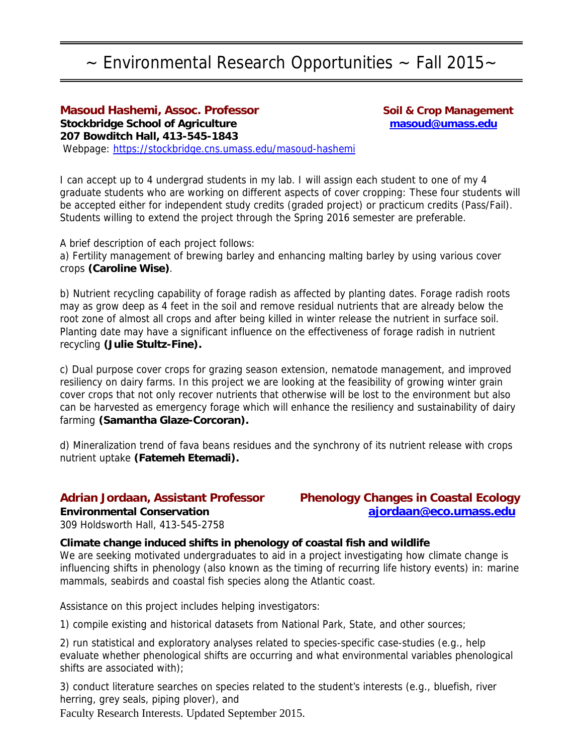# ~ Environmental Research Opportunities ~ Fall 2015~

**Masoud Hashemi, Assoc. Professor** — **Soil & Crop Management**
**Stockbridge School of Agriculture** — **masoud@umass.edu**
**207 Bowditch Hall, 413-545-1843**
Webpage: https://stockbridge.cns.umass.edu/masoud-hashemi

I can accept up to 4 undergrad students in my lab. I will assign each student to one of my 4 graduate students who are working on different aspects of cover cropping: These four students will be accepted either for independent study credits (graded project) or practicum credits (Pass/Fail). Students willing to extend the project through the Spring 2016 semester are preferable.

A brief description of each project follows:
a) Fertility management of brewing barley and enhancing malting barley by using various cover crops **(Caroline Wise)**.

b) Nutrient recycling capability of forage radish as affected by planting dates. Forage radish roots may as grow deep as 4 feet in the soil and remove residual nutrients that are already below the root zone of almost all crops and after being killed in winter release the nutrient in surface soil. Planting date may have a significant influence on the effectiveness of forage radish in nutrient recycling **(Julie Stultz-Fine).**

c) Dual purpose cover crops for grazing season extension, nematode management, and improved resiliency on dairy farms. In this project we are looking at the feasibility of growing winter grain cover crops that not only recover nutrients that otherwise will be lost to the environment but also can be harvested as emergency forage which will enhance the resiliency and sustainability of dairy farming **(Samantha Glaze-Corcoran).**

d) Mineralization trend of fava beans residues and the synchrony of its nutrient release with crops nutrient uptake **(Fatemeh Etemadi).**

**Adrian Jordaan, Assistant Professor** — **Phenology Changes in Coastal Ecology**
**Environmental Conservation** — **ajordaan@eco.umass.edu**
309 Holdsworth Hall, 413-545-2758

**Climate change induced shifts in phenology of coastal fish and wildlife**
We are seeking motivated undergraduates to aid in a project investigating how climate change is influencing shifts in phenology (also known as the timing of recurring life history events) in: marine mammals, seabirds and coastal fish species along the Atlantic coast.

Assistance on this project includes helping investigators:

1) compile existing and historical datasets from National Park, State, and other sources;

2) run statistical and exploratory analyses related to species-specific case-studies (e.g., help evaluate whether phenological shifts are occurring and what environmental variables phenological shifts are associated with);

3) conduct literature searches on species related to the student's interests (e.g., bluefish, river herring, grey seals, piping plover), and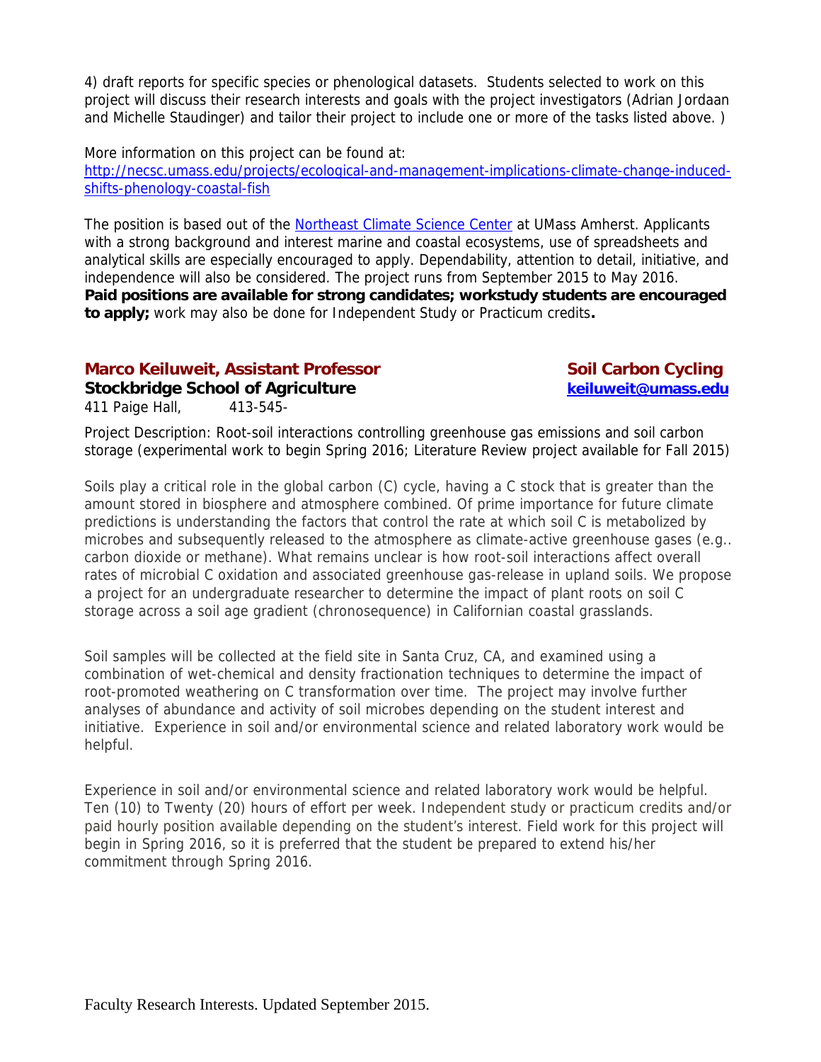4) draft reports for specific species or phenological datasets. Students selected to work on this project will discuss their research interests and goals with the project investigators (Adrian Jordaan and Michelle Staudinger) and tailor their project to include one or more of the tasks listed above. )

More information on this project can be found at:
[http://necsc.umass.edu/projects/ecological-and-management-implications-climate-change-induced-shifts-phenology-coastal-fish](http://necsc.umass.edu/projects/ecological-and-management-implications-climate-change-induced-shifts-phenology-coastal-fish)

The position is based out of the [Northeast Climate Science Center](http://necsc.umass.edu) at UMass Amherst. Applicants with a strong background and interest marine and coastal ecosystems, use of spreadsheets and analytical skills are especially encouraged to apply. Dependability, attention to detail, initiative, and independence will also be considered. The project runs from September 2015 to May 2016. **Paid positions are available for strong candidates; workstudy students are encouraged to apply;** work may also be done for Independent Study or Practicum credits**.**

## Marco Keiluweit, Assistant Professor — Soil Carbon Cycling

**Stockbridge School of Agriculture** — **[keiluweit@umass.edu](mailto:keiluweit@umass.edu)**

411 Paige Hall, 413-545-

Project Description: Root-soil interactions controlling greenhouse gas emissions and soil carbon storage (experimental work to begin Spring 2016; Literature Review project available for Fall 2015)

Soils play a critical role in the global carbon (C) cycle, having a C stock that is greater than the amount stored in biosphere and atmosphere combined. Of prime importance for future climate predictions is understanding the factors that control the rate at which soil C is metabolized by microbes and subsequently released to the atmosphere as climate-active greenhouse gases (e.g.. carbon dioxide or methane). What remains unclear is how root-soil interactions affect overall rates of microbial C oxidation and associated greenhouse gas-release in upland soils. We propose a project for an undergraduate researcher to determine the impact of plant roots on soil C storage across a soil age gradient (chronosequence) in Californian coastal grasslands.

Soil samples will be collected at the field site in Santa Cruz, CA, and examined using a combination of wet-chemical and density fractionation techniques to determine the impact of root-promoted weathering on C transformation over time. The project may involve further analyses of abundance and activity of soil microbes depending on the student interest and initiative. Experience in soil and/or environmental science and related laboratory work would be helpful.

Experience in soil and/or environmental science and related laboratory work would be helpful. Ten (10) to Twenty (20) hours of effort per week. Independent study or practicum credits and/or paid hourly position available depending on the student's interest. Field work for this project will begin in Spring 2016, so it is preferred that the student be prepared to extend his/her commitment through Spring 2016.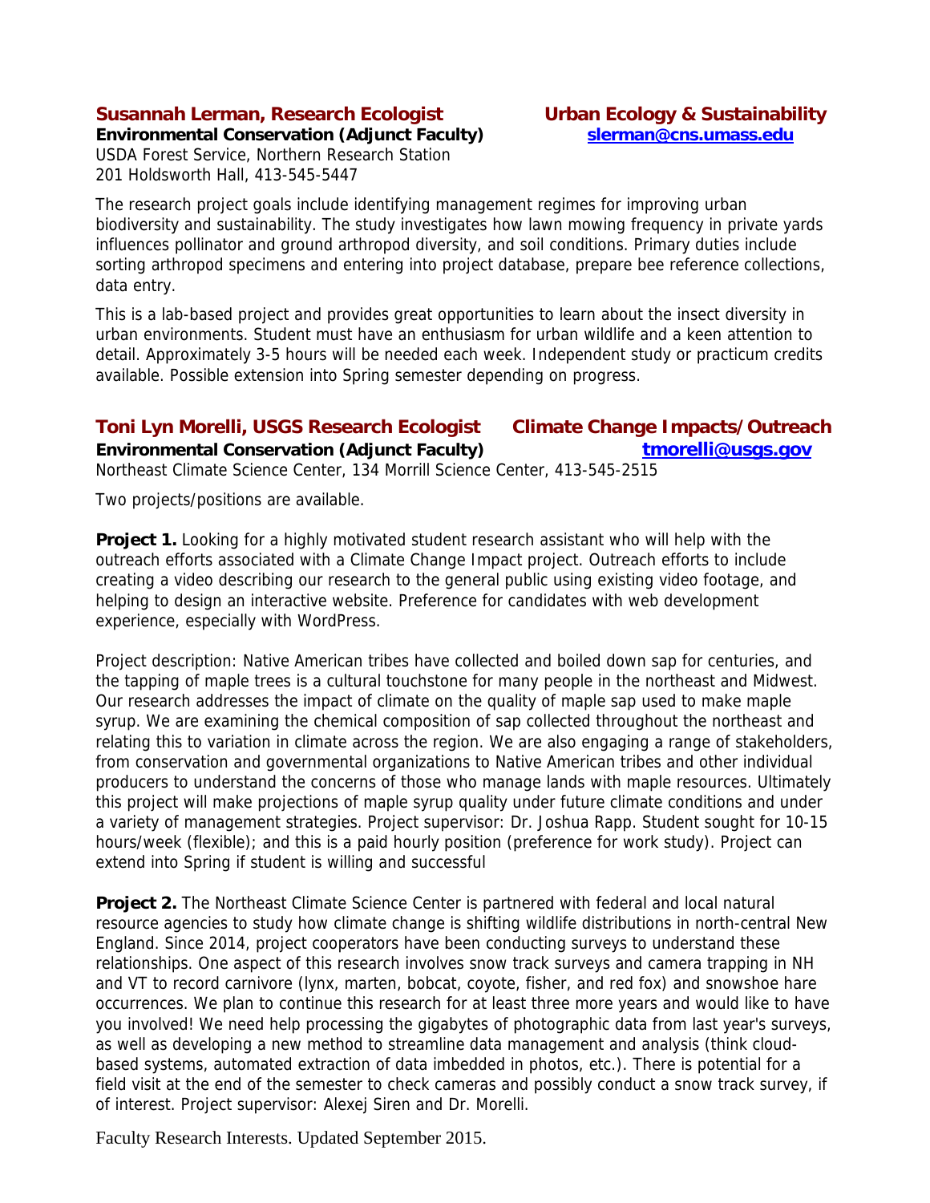## Susannah Lerman, Research Ecologist — Urban Ecology & Sustainability

**Environmental Conservation (Adjunct Faculty)** — **slerman@cns.umass.edu**
USDA Forest Service, Northern Research Station
201 Holdsworth Hall, 413-545-5447

The research project goals include identifying management regimes for improving urban biodiversity and sustainability. The study investigates how lawn mowing frequency in private yards influences pollinator and ground arthropod diversity, and soil conditions. Primary duties include sorting arthropod specimens and entering into project database, prepare bee reference collections, data entry.

This is a lab-based project and provides great opportunities to learn about the insect diversity in urban environments. Student must have an enthusiasm for urban wildlife and a keen attention to detail. Approximately 3-5 hours will be needed each week. Independent study or practicum credits available. Possible extension into Spring semester depending on progress.

## Toni Lyn Morelli, USGS Research Ecologist — Climate Change Impacts/Outreach

**Environmental Conservation (Adjunct Faculty)** — **tmorelli@usgs.gov**
Northeast Climate Science Center, 134 Morrill Science Center, 413-545-2515

Two projects/positions are available.

**Project 1.** Looking for a highly motivated student research assistant who will help with the outreach efforts associated with a Climate Change Impact project. Outreach efforts to include creating a video describing our research to the general public using existing video footage, and helping to design an interactive website. Preference for candidates with web development experience, especially with WordPress.

Project description: Native American tribes have collected and boiled down sap for centuries, and the tapping of maple trees is a cultural touchstone for many people in the northeast and Midwest. Our research addresses the impact of climate on the quality of maple sap used to make maple syrup. We are examining the chemical composition of sap collected throughout the northeast and relating this to variation in climate across the region. We are also engaging a range of stakeholders, from conservation and governmental organizations to Native American tribes and other individual producers to understand the concerns of those who manage lands with maple resources. Ultimately this project will make projections of maple syrup quality under future climate conditions and under a variety of management strategies. Project supervisor: Dr. Joshua Rapp. Student sought for 10-15 hours/week (flexible); and this is a paid hourly position (preference for work study). Project can extend into Spring if student is willing and successful

**Project 2.** The Northeast Climate Science Center is partnered with federal and local natural resource agencies to study how climate change is shifting wildlife distributions in north-central New England. Since 2014, project cooperators have been conducting surveys to understand these relationships. One aspect of this research involves snow track surveys and camera trapping in NH and VT to record carnivore (lynx, marten, bobcat, coyote, fisher, and red fox) and snowshoe hare occurrences. We plan to continue this research for at least three more years and would like to have you involved! We need help processing the gigabytes of photographic data from last year's surveys, as well as developing a new method to streamline data management and analysis (think cloud-based systems, automated extraction of data imbedded in photos, etc.). There is potential for a field visit at the end of the semester to check cameras and possibly conduct a snow track survey, if of interest. Project supervisor: Alexej Siren and Dr. Morelli.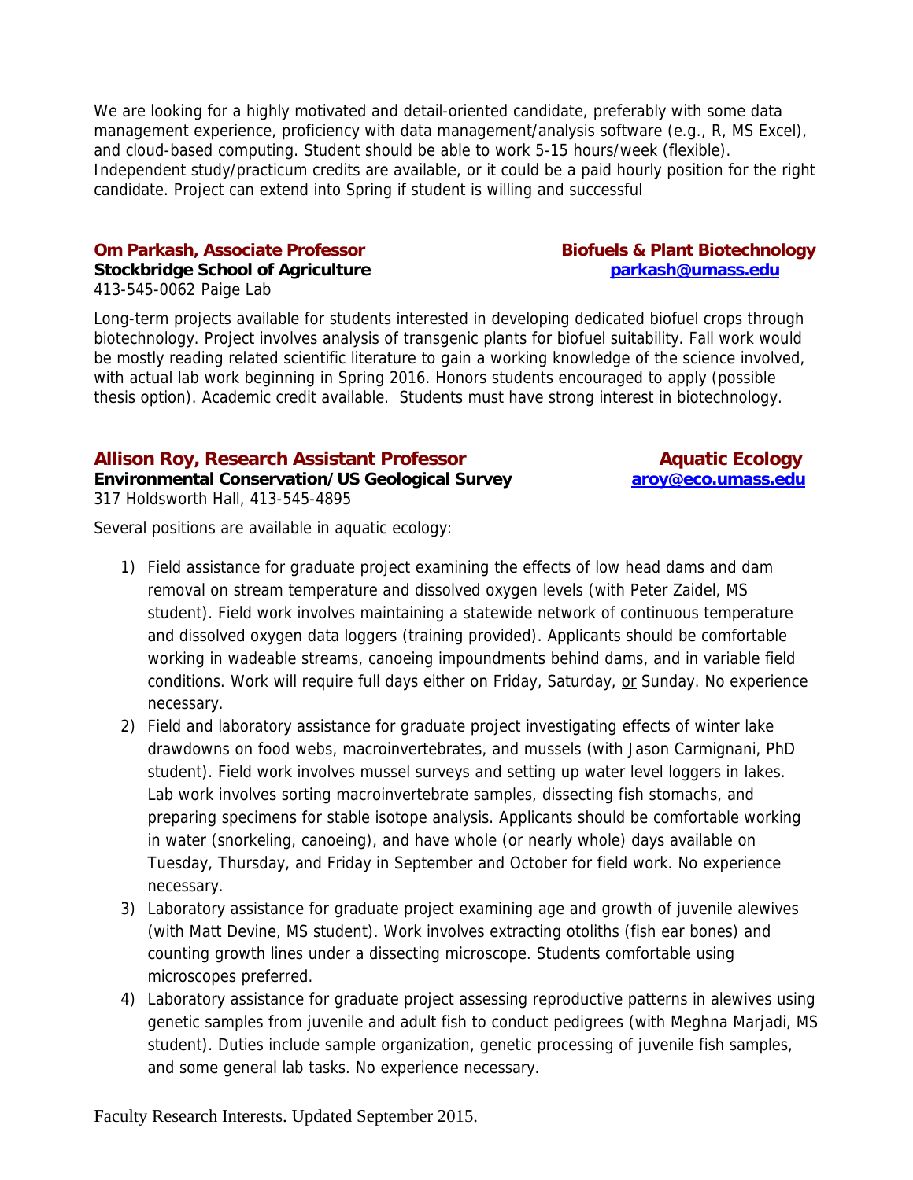We are looking for a highly motivated and detail-oriented candidate, preferably with some data management experience, proficiency with data management/analysis software (e.g., R, MS Excel), and cloud-based computing. Student should be able to work 5-15 hours/week (flexible). Independent study/practicum credits are available, or it could be a paid hourly position for the right candidate. Project can extend into Spring if student is willing and successful

**Om Parkash, Associate Professor** — **Biofuels & Plant Biotechnology**
**Stockbridge School of Agriculture** — **parkash@umass.edu**
413-545-0062 Paige Lab

Long-term projects available for students interested in developing dedicated biofuel crops through biotechnology. Project involves analysis of transgenic plants for biofuel suitability. Fall work would be mostly reading related scientific literature to gain a working knowledge of the science involved, with actual lab work beginning in Spring 2016. Honors students encouraged to apply (possible thesis option). Academic credit available. Students must have strong interest in biotechnology.

**Allison Roy, Research Assistant Professor** — **Aquatic Ecology**
**Environmental Conservation/US Geological Survey** — **aroy@eco.umass.edu**
317 Holdsworth Hall, 413-545-4895

Several positions are available in aquatic ecology:

1) Field assistance for graduate project examining the effects of low head dams and dam removal on stream temperature and dissolved oxygen levels (with Peter Zaidel, MS student). Field work involves maintaining a statewide network of continuous temperature and dissolved oxygen data loggers (training provided). Applicants should be comfortable working in wadeable streams, canoeing impoundments behind dams, and in variable field conditions. Work will require full days either on Friday, Saturday, or Sunday. No experience necessary.
2) Field and laboratory assistance for graduate project investigating effects of winter lake drawdowns on food webs, macroinvertebrates, and mussels (with Jason Carmignani, PhD student). Field work involves mussel surveys and setting up water level loggers in lakes. Lab work involves sorting macroinvertebrate samples, dissecting fish stomachs, and preparing specimens for stable isotope analysis. Applicants should be comfortable working in water (snorkeling, canoeing), and have whole (or nearly whole) days available on Tuesday, Thursday, and Friday in September and October for field work. No experience necessary.
3) Laboratory assistance for graduate project examining age and growth of juvenile alewives (with Matt Devine, MS student). Work involves extracting otoliths (fish ear bones) and counting growth lines under a dissecting microscope. Students comfortable using microscopes preferred.
4) Laboratory assistance for graduate project assessing reproductive patterns in alewives using genetic samples from juvenile and adult fish to conduct pedigrees (with Meghna Marjadi, MS student). Duties include sample organization, genetic processing of juvenile fish samples, and some general lab tasks. No experience necessary.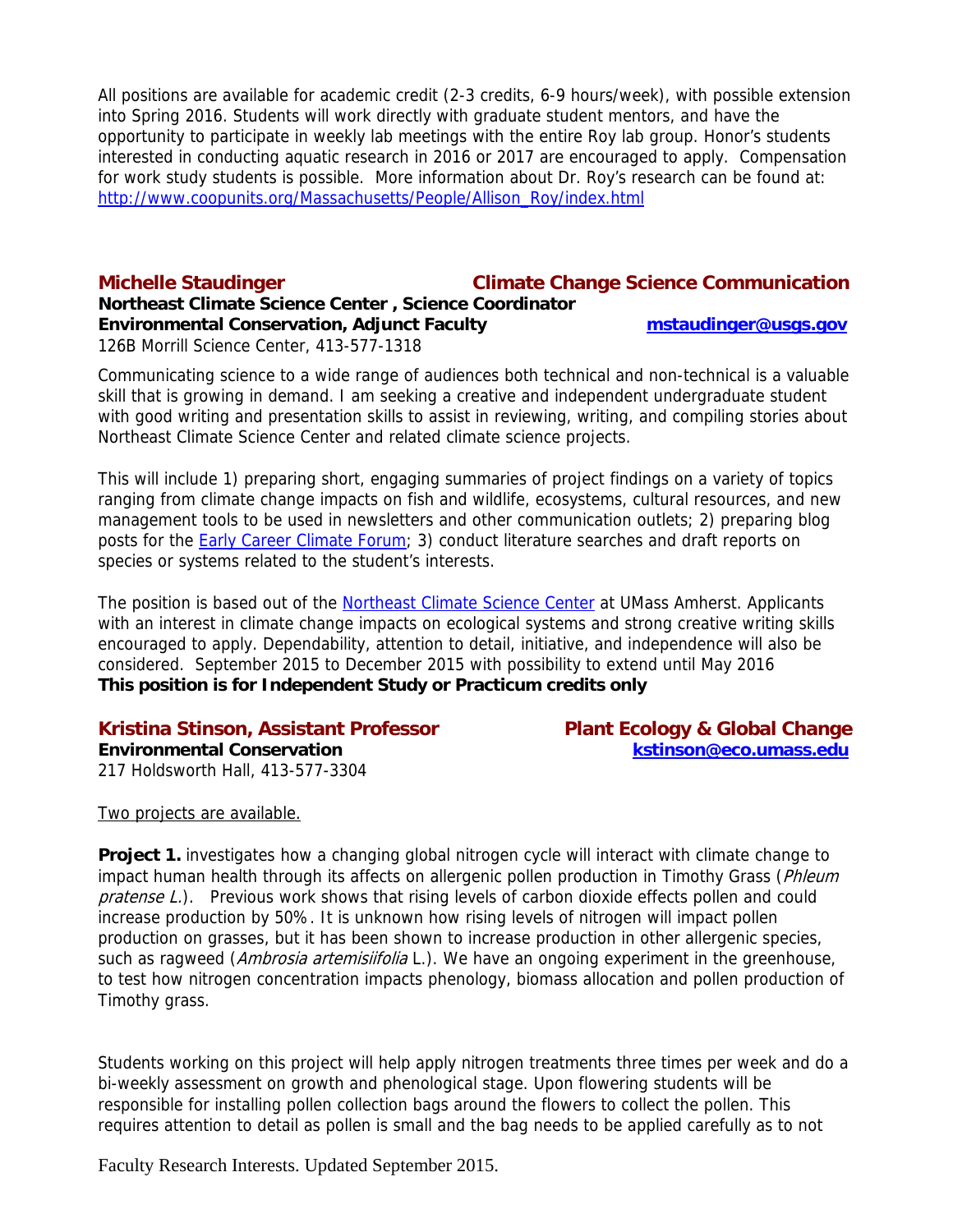All positions are available for academic credit (2-3 credits, 6-9 hours/week), with possible extension into Spring 2016. Students will work directly with graduate student mentors, and have the opportunity to participate in weekly lab meetings with the entire Roy lab group. Honor's students interested in conducting aquatic research in 2016 or 2017 are encouraged to apply. Compensation for work study students is possible. More information about Dr. Roy's research can be found at: [http://www.coopunits.org/Massachusetts/People/Allison_Roy/index.html](http://www.coopunits.org/Massachusetts/People/Allison_Roy/index.html)

## Michelle Staudinger — Climate Change Science Communication

**Northeast Climate Science Center , Science Coordinator**
**Environmental Conservation, Adjunct Faculty** — **mstaudinger@usgs.gov**
126B Morrill Science Center, 413-577-1318

Communicating science to a wide range of audiences both technical and non-technical is a valuable skill that is growing in demand. I am seeking a creative and independent undergraduate student with good writing and presentation skills to assist in reviewing, writing, and compiling stories about Northeast Climate Science Center and related climate science projects.

This will include 1) preparing short, engaging summaries of project findings on a variety of topics ranging from climate change impacts on fish and wildlife, ecosystems, cultural resources, and new management tools to be used in newsletters and other communication outlets; 2) preparing blog posts for the Early Career Climate Forum; 3) conduct literature searches and draft reports on species or systems related to the student's interests.

The position is based out of the Northeast Climate Science Center at UMass Amherst. Applicants with an interest in climate change impacts on ecological systems and strong creative writing skills encouraged to apply. Dependability, attention to detail, initiative, and independence will also be considered. September 2015 to December 2015 with possibility to extend until May 2016
**This position is for Independent Study or Practicum credits only**

## Kristina Stinson, Assistant Professor — Plant Ecology & Global Change

**Environmental Conservation** — **kstinson@eco.umass.edu**
217 Holdsworth Hall, 413-577-3304

Two projects are available.

**Project 1.** investigates how a changing global nitrogen cycle will interact with climate change to impact human health through its affects on allergenic pollen production in Timothy Grass (*Phleum pratense L.*). Previous work shows that rising levels of carbon dioxide effects pollen and could increase production by 50%. It is unknown how rising levels of nitrogen will impact pollen production on grasses, but it has been shown to increase production in other allergenic species, such as ragweed (*Ambrosia artemisiifolia* L.). We have an ongoing experiment in the greenhouse, to test how nitrogen concentration impacts phenology, biomass allocation and pollen production of Timothy grass.

Students working on this project will help apply nitrogen treatments three times per week and do a bi-weekly assessment on growth and phenological stage. Upon flowering students will be responsible for installing pollen collection bags around the flowers to collect the pollen. This requires attention to detail as pollen is small and the bag needs to be applied carefully as to not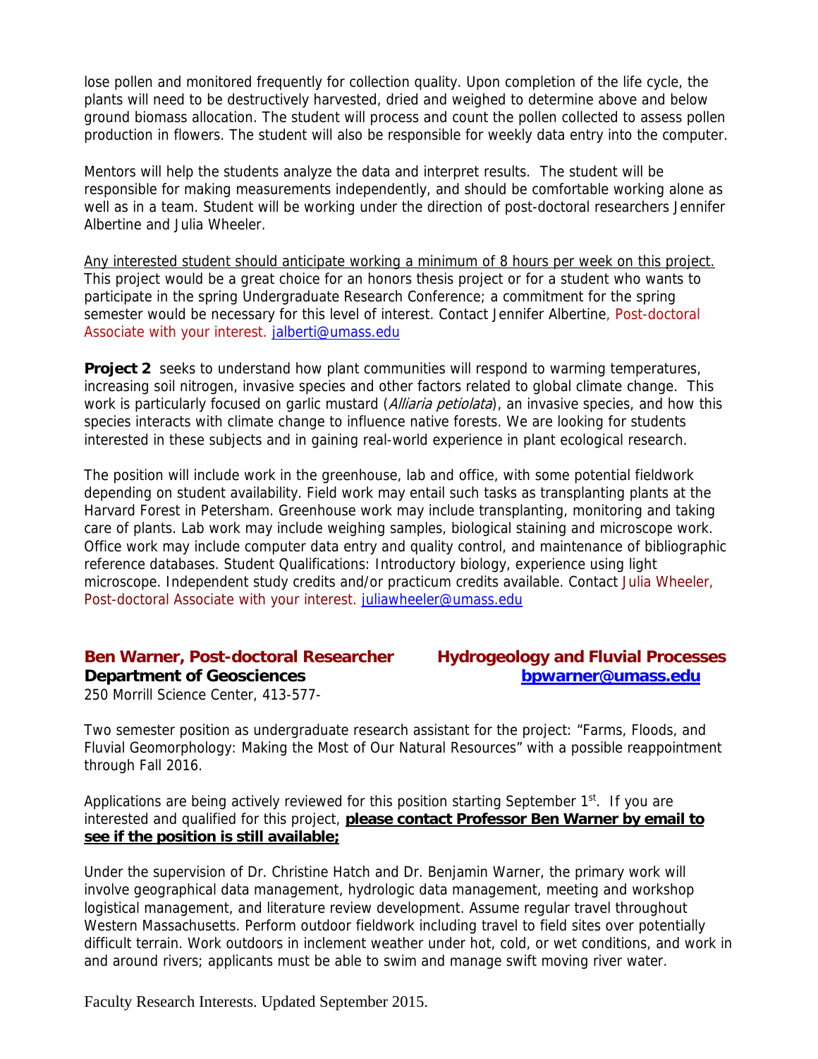lose pollen and monitored frequently for collection quality. Upon completion of the life cycle, the plants will need to be destructively harvested, dried and weighed to determine above and below ground biomass allocation. The student will process and count the pollen collected to assess pollen production in flowers. The student will also be responsible for weekly data entry into the computer.

Mentors will help the students analyze the data and interpret results. The student will be responsible for making measurements independently, and should be comfortable working alone as well as in a team. Student will be working under the direction of post-doctoral researchers Jennifer Albertine and Julia Wheeler.

Any interested student should anticipate working a minimum of 8 hours per week on this project. This project would be a great choice for an honors thesis project or for a student who wants to participate in the spring Undergraduate Research Conference; a commitment for the spring semester would be necessary for this level of interest. Contact Jennifer Albertine, Post-doctoral Associate with your interest. jalberti@umass.edu

**Project 2** seeks to understand how plant communities will respond to warming temperatures, increasing soil nitrogen, invasive species and other factors related to global climate change. This work is particularly focused on garlic mustard (*Alliaria petiolata*), an invasive species, and how this species interacts with climate change to influence native forests. We are looking for students interested in these subjects and in gaining real-world experience in plant ecological research.

The position will include work in the greenhouse, lab and office, with some potential fieldwork depending on student availability. Field work may entail such tasks as transplanting plants at the Harvard Forest in Petersham. Greenhouse work may include transplanting, monitoring and taking care of plants. Lab work may include weighing samples, biological staining and microscope work. Office work may include computer data entry and quality control, and maintenance of bibliographic reference databases. Student Qualifications: Introductory biology, experience using light microscope. Independent study credits and/or practicum credits available. Contact Julia Wheeler, Post-doctoral Associate with your interest. juliawheeler@umass.edu

## Ben Warner, Post-doctoral Researcher — Hydrogeology and Fluvial Processes

**Department of Geosciences** — **bpwarner@umass.edu**

250 Morrill Science Center, 413-577-

Two semester position as undergraduate research assistant for the project: "Farms, Floods, and Fluvial Geomorphology: Making the Most of Our Natural Resources" with a possible reappointment through Fall 2016.

Applications are being actively reviewed for this position starting September 1st. If you are interested and qualified for this project, **please contact Professor Ben Warner by email to see if the position is still available;**

Under the supervision of Dr. Christine Hatch and Dr. Benjamin Warner, the primary work will involve geographical data management, hydrologic data management, meeting and workshop logistical management, and literature review development. Assume regular travel throughout Western Massachusetts. Perform outdoor fieldwork including travel to field sites over potentially difficult terrain. Work outdoors in inclement weather under hot, cold, or wet conditions, and work in and around rivers; applicants must be able to swim and manage swift moving river water.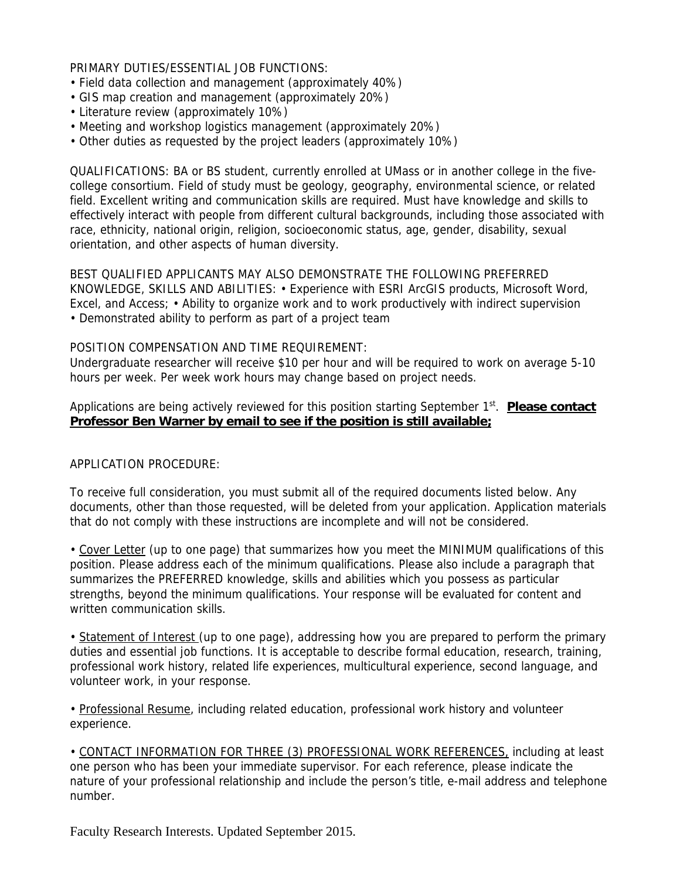PRIMARY DUTIES/ESSENTIAL JOB FUNCTIONS:

- Field data collection and management (approximately 40%)
- GIS map creation and management (approximately 20%)
- Literature review (approximately 10%)
- Meeting and workshop logistics management (approximately 20%)
- Other duties as requested by the project leaders (approximately 10%)

QUALIFICATIONS: BA or BS student, currently enrolled at UMass or in another college in the five-college consortium. Field of study must be geology, geography, environmental science, or related field. Excellent writing and communication skills are required. Must have knowledge and skills to effectively interact with people from different cultural backgrounds, including those associated with race, ethnicity, national origin, religion, socioeconomic status, age, gender, disability, sexual orientation, and other aspects of human diversity.

BEST QUALIFIED APPLICANTS MAY ALSO DEMONSTRATE THE FOLLOWING PREFERRED KNOWLEDGE, SKILLS AND ABILITIES: • Experience with ESRI ArcGIS products, Microsoft Word, Excel, and Access; • Ability to organize work and to work productively with indirect supervision • Demonstrated ability to perform as part of a project team

POSITION COMPENSATION AND TIME REQUIREMENT:
Undergraduate researcher will receive $10 per hour and will be required to work on average 5-10 hours per week. Per week work hours may change based on project needs.

Applications are being actively reviewed for this position starting September 1st. **Please contact Professor Ben Warner by email to see if the position is still available;**

APPLICATION PROCEDURE:

To receive full consideration, you must submit all of the required documents listed below. Any documents, other than those requested, will be deleted from your application. Application materials that do not comply with these instructions are incomplete and will not be considered.

- Cover Letter (up to one page) that summarizes how you meet the MINIMUM qualifications of this position. Please address each of the minimum qualifications. Please also include a paragraph that summarizes the PREFERRED knowledge, skills and abilities which you possess as particular strengths, beyond the minimum qualifications. Your response will be evaluated for content and written communication skills.

- Statement of Interest (up to one page), addressing how you are prepared to perform the primary duties and essential job functions. It is acceptable to describe formal education, research, training, professional work history, related life experiences, multicultural experience, second language, and volunteer work, in your response.

- Professional Resume, including related education, professional work history and volunteer experience.

- CONTACT INFORMATION FOR THREE (3) PROFESSIONAL WORK REFERENCES, including at least one person who has been your immediate supervisor. For each reference, please indicate the nature of your professional relationship and include the person's title, e-mail address and telephone number.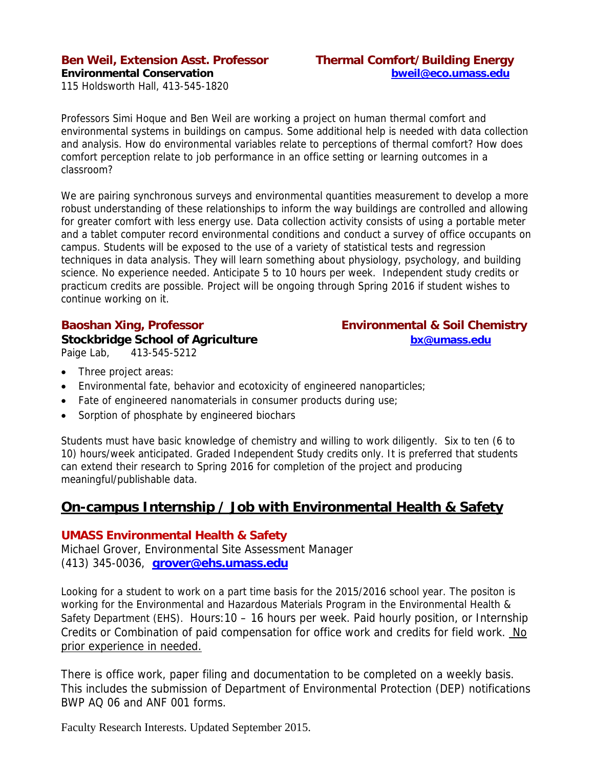**Ben Weil, Extension Asst. Professor** **Thermal Comfort/Building Energy**
**Environmental Conservation** **bweil@eco.umass.edu**
115 Holdsworth Hall, 413-545-1820

Professors Simi Hoque and Ben Weil are working a project on human thermal comfort and environmental systems in buildings on campus. Some additional help is needed with data collection and analysis. How do environmental variables relate to perceptions of thermal comfort? How does comfort perception relate to job performance in an office setting or learning outcomes in a classroom?

We are pairing synchronous surveys and environmental quantities measurement to develop a more robust understanding of these relationships to inform the way buildings are controlled and allowing for greater comfort with less energy use. Data collection activity consists of using a portable meter and a tablet computer record environmental conditions and conduct a survey of office occupants on campus. Students will be exposed to the use of a variety of statistical tests and regression techniques in data analysis. They will learn something about physiology, psychology, and building science. No experience needed. Anticipate 5 to 10 hours per week. Independent study credits or practicum credits are possible. Project will be ongoing through Spring 2016 if student wishes to continue working on it.

**Baoshan Xing, Professor** **Environmental & Soil Chemistry**
**Stockbridge School of Agriculture** **bx@umass.edu**
Paige Lab, 413-545-5212

- Three project areas:
- Environmental fate, behavior and ecotoxicity of engineered nanoparticles;
- Fate of engineered nanomaterials in consumer products during use;
- Sorption of phosphate by engineered biochars

Students must have basic knowledge of chemistry and willing to work diligently. Six to ten (6 to 10) hours/week anticipated. Graded Independent Study credits only. It is preferred that students can extend their research to Spring 2016 for completion of the project and producing meaningful/publishable data.

## On-campus Internship / Job with Environmental Health & Safety

**UMASS Environmental Health & Safety**
Michael Grover, Environmental Site Assessment Manager
(413) 345-0036, **grover@ehs.umass.edu**

Looking for a student to work on a part time basis for the 2015/2016 school year. The positon is working for the Environmental and Hazardous Materials Program in the Environmental Health & Safety Department (EHS). Hours:10 – 16 hours per week. Paid hourly position, or Internship Credits or Combination of paid compensation for office work and credits for field work. No prior experience in needed.

There is office work, paper filing and documentation to be completed on a weekly basis. This includes the submission of Department of Environmental Protection (DEP) notifications BWP AQ 06 and ANF 001 forms.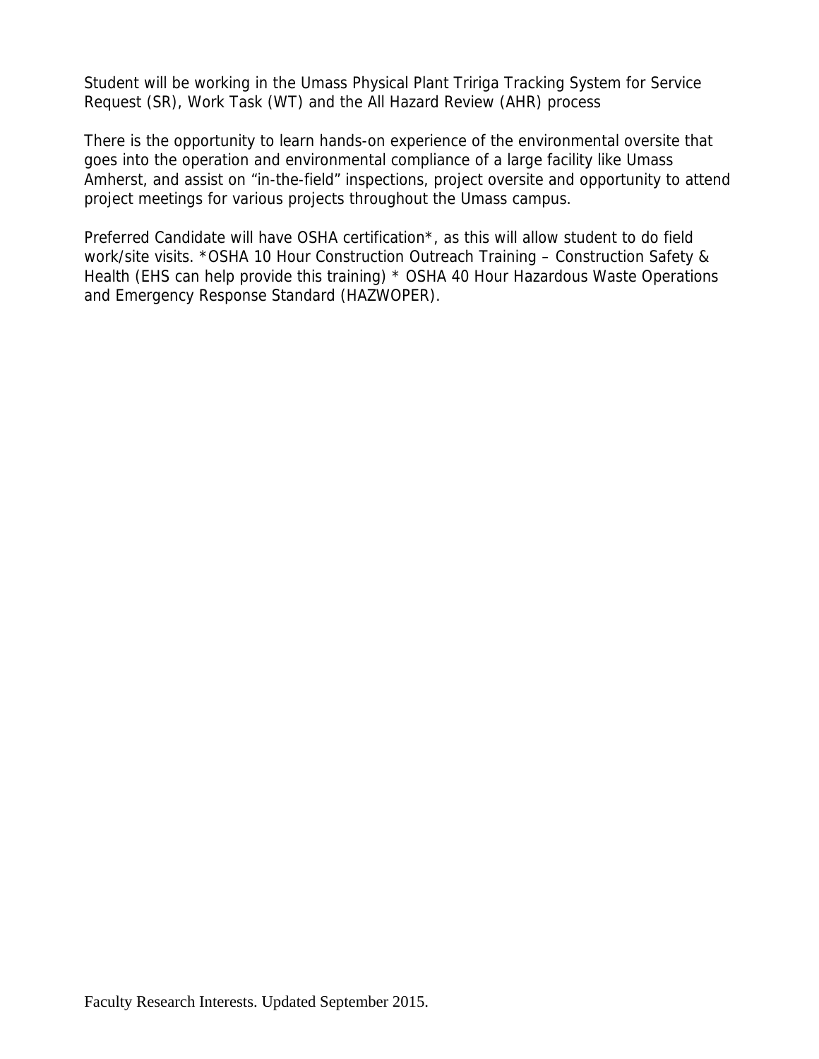Student will be working in the Umass Physical Plant Tririga Tracking System for Service Request (SR), Work Task (WT) and the All Hazard Review (AHR) process

There is the opportunity to learn hands-on experience of the environmental oversite that goes into the operation and environmental compliance of a large facility like Umass Amherst, and assist on "in-the-field" inspections, project oversite and opportunity to attend project meetings for various projects throughout the Umass campus.

Preferred Candidate will have OSHA certification*, as this will allow student to do field work/site visits. *OSHA 10 Hour Construction Outreach Training – Construction Safety & Health (EHS can help provide this training) * OSHA 40 Hour Hazardous Waste Operations and Emergency Response Standard (HAZWOPER).